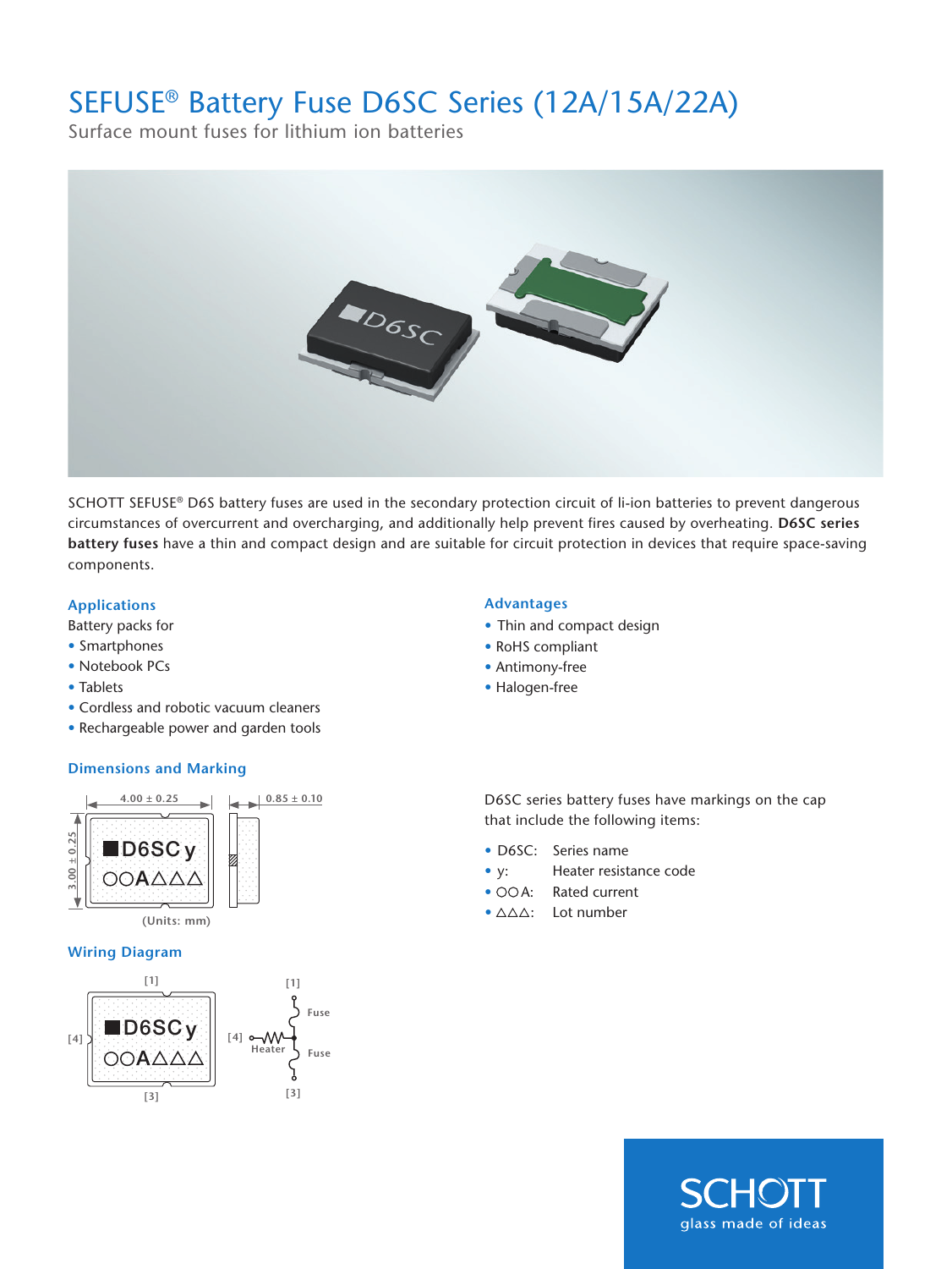# SEFUSE® Battery Fuse D6SC Series (12A/15A/22A)

Surface mount fuses for lithium ion batteries

SCHOTT SEFUSE® D6S battery fuses are used in the secondary protection circuit of li-ion batteries to prevent dangerous circumstances of overcurrent and overcharging, and additionally help prevent fires caused by overheating. **D6SC series battery fuses** have a thin and compact design and are suitable for circuit protection in devices that require space-saving components.

## Applications

Battery packs for

- Smartphones
- Notebook PCs
- Tablets
- Cordless and robotic vacuum cleaners
- Rechargeable power and garden tools

## Advantages

- Thin and compact design
- RoHS compliant
- Antimony-free
- Halogen-free

## Dimensions and Marking

4.00 ± 0.25

3.00 ± 0.25

0.85 ± 0.10

■D6SC y
○○A△△△

(Units: mm)

D6SC series battery fuses have markings on the cap that include the following items:

- D6SC: Series name
- y: Heater resistance code
- ○○A: Rated current
- △△△: Lot number

## Wiring Diagram

[1] [3] [4]

■D6SC y
○○A△△△

[1] Fuse, [4] Heater, Fuse [3]

SCHOTT
glass made of ideas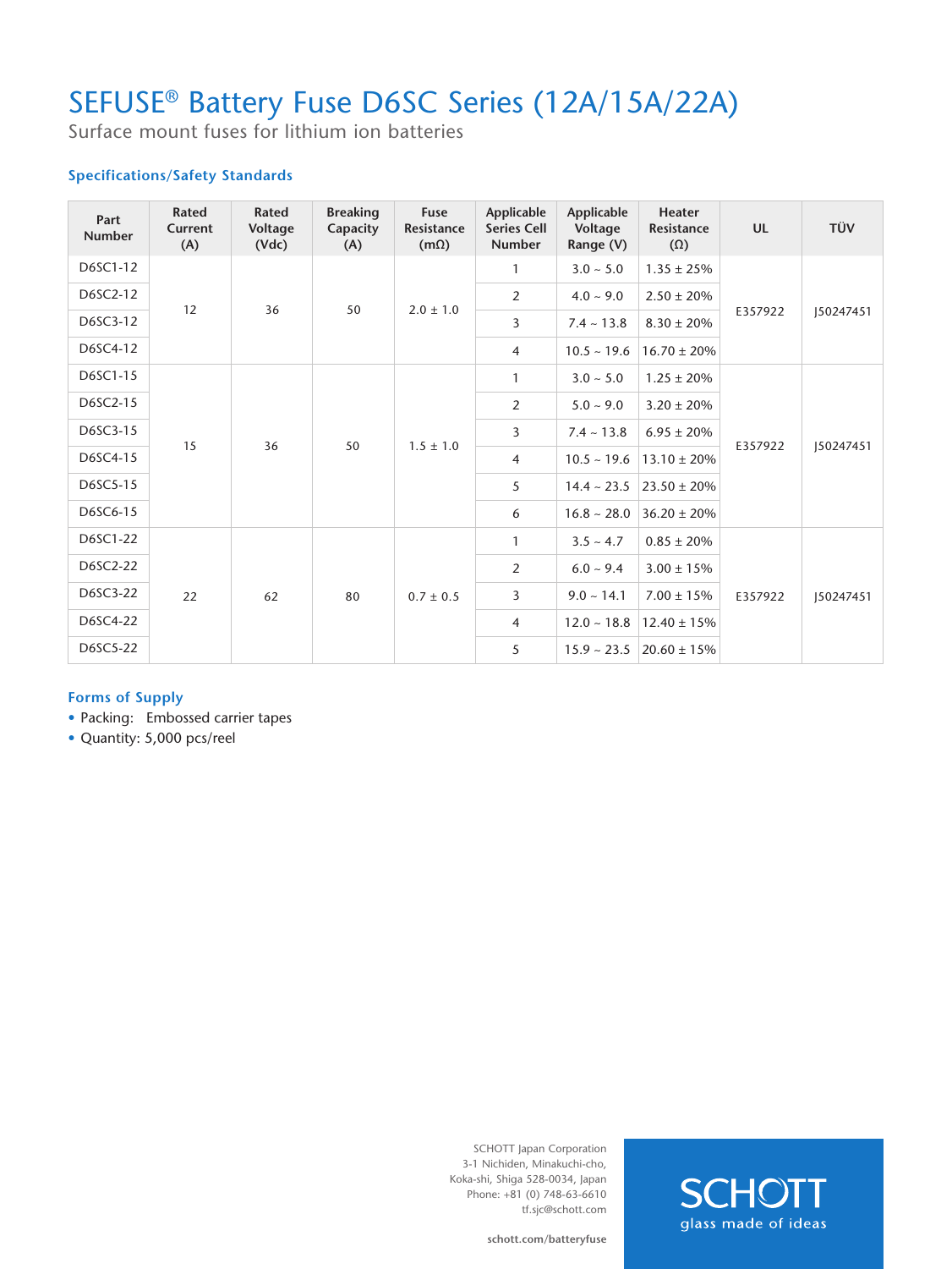# SEFUSE® Battery Fuse D6SC Series (12A/15A/22A)

Surface mount fuses for lithium ion batteries

### Specifications/Safety Standards

| Part Number | Rated Current (A) | Rated Voltage (Vdc) | Breaking Capacity (A) | Fuse Resistance (mΩ) | Applicable Series Cell Number | Applicable Voltage Range (V) | Heater Resistance (Ω) | UL | TÜV |
|---|---|---|---|---|---|---|---|---|---|
| D6SC1-12 | 12 | 36 | 50 | 2.0 ± 1.0 | 1 | 3.0 ~ 5.0 | 1.35 ± 25% | E357922 | J50247451 |
| D6SC2-12 | | | | | 2 | 4.0 ~ 9.0 | 2.50 ± 20% | | |
| D6SC3-12 | | | | | 3 | 7.4 ~ 13.8 | 8.30 ± 20% | | |
| D6SC4-12 | | | | | 4 | 10.5 ~ 19.6 | 16.70 ± 20% | | |
| D6SC1-15 | 15 | 36 | 50 | 1.5 ± 1.0 | 1 | 3.0 ~ 5.0 | 1.25 ± 20% | E357922 | J50247451 |
| D6SC2-15 | | | | | 2 | 5.0 ~ 9.0 | 3.20 ± 20% | | |
| D6SC3-15 | | | | | 3 | 7.4 ~ 13.8 | 6.95 ± 20% | | |
| D6SC4-15 | | | | | 4 | 10.5 ~ 19.6 | 13.10 ± 20% | | |
| D6SC5-15 | | | | | 5 | 14.4 ~ 23.5 | 23.50 ± 20% | | |
| D6SC6-15 | | | | | 6 | 16.8 ~ 28.0 | 36.20 ± 20% | | |
| D6SC1-22 | 22 | 62 | 80 | 0.7 ± 0.5 | 1 | 3.5 ~ 4.7 | 0.85 ± 20% | E357922 | J50247451 |
| D6SC2-22 | | | | | 2 | 6.0 ~ 9.4 | 3.00 ± 15% | | |
| D6SC3-22 | | | | | 3 | 9.0 ~ 14.1 | 7.00 ± 15% | | |
| D6SC4-22 | | | | | 4 | 12.0 ~ 18.8 | 12.40 ± 15% | | |
| D6SC5-22 | | | | | 5 | 15.9 ~ 23.5 | 20.60 ± 15% | | |

### Forms of Supply

- Packing: Embossed carrier tapes
- Quantity: 5,000 pcs/reel

SCHOTT Japan Corporation
3-1 Nichiden, Minakuchi-cho,
Koka-shi, Shiga 528-0034, Japan
Phone: +81 (0) 748-63-6610
tf.sjc@schott.com

schott.com/batteryfuse

SCHOTT
glass made of ideas